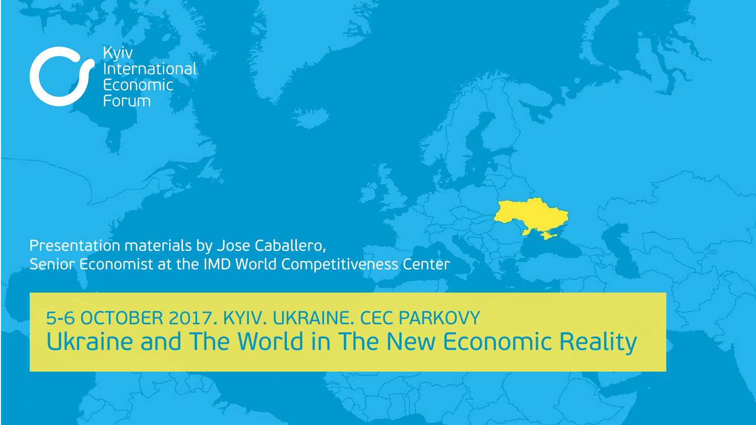Kyiv International Economic Forum

Presentation materials by Jose Caballero,
Senior Economist at the IMD World Competitiveness Center

5-6 OCTOBER 2017. KYIV. UKRAINE. CEC PARKOVY

# Ukraine and The World in The New Economic Reality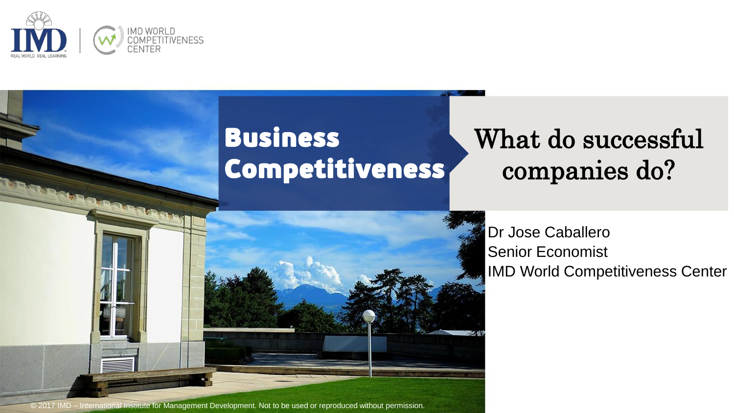# Business Competitiveness

## What do successful companies do?

Dr Jose Caballero
Senior Economist
IMD World Competitiveness Center

© 2017 IMD – International Institute for Management Development. Not to be used or reproduced without permission.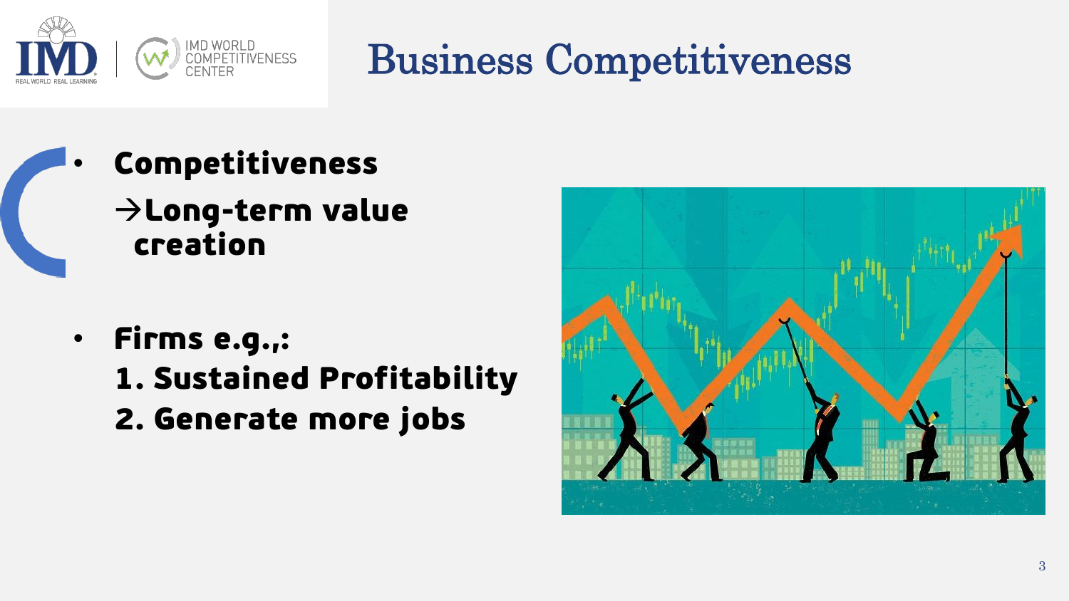# Business Competitiveness

- **Competitiveness**
  **→Long-term value creation**

- **Firms e.g.,:**
  **1. Sustained Profitability**
  **2. Generate more jobs**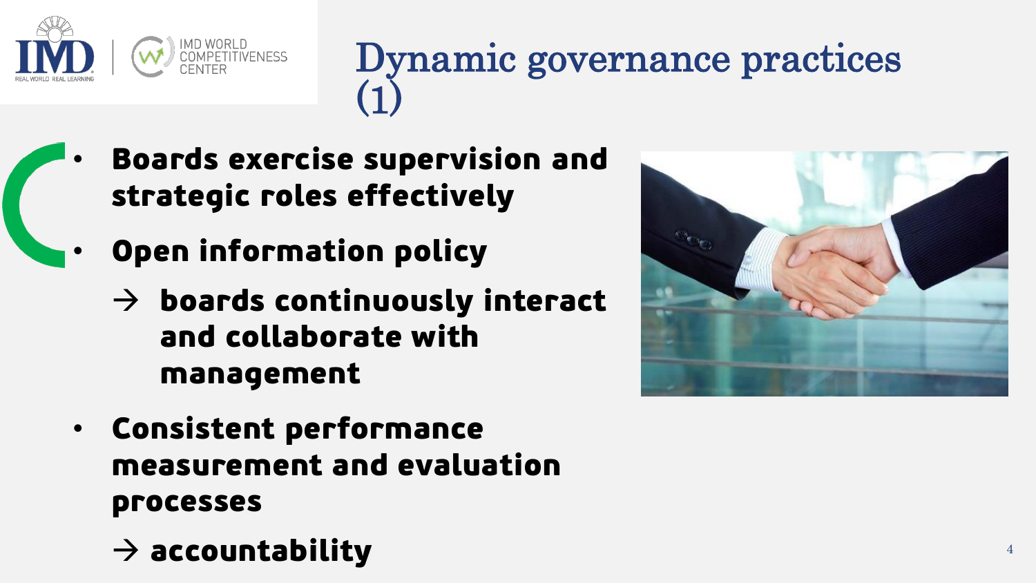# Dynamic governance practices (1)

- **Boards exercise supervision and strategic roles effectively**
- **Open information policy**
  - **→ boards continuously interact and collaborate with management**
- **Consistent performance measurement and evaluation processes**
  - **→ accountability**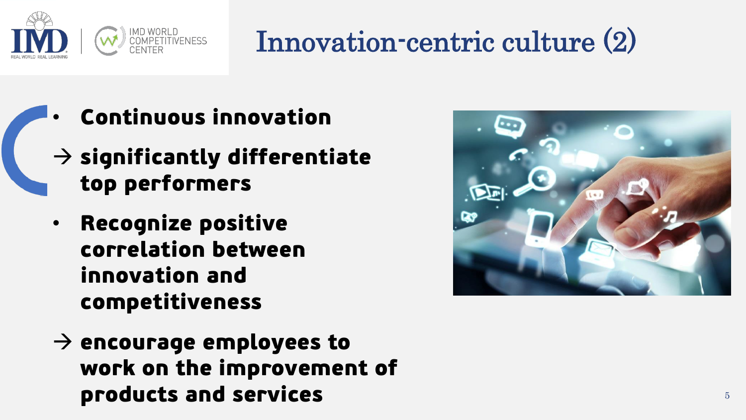# Innovation-centric culture (2)

- **Continuous innovation**

  **→ significantly differentiate top performers**

- **Recognize positive correlation between innovation and competitiveness**

  **→ encourage employees to work on the improvement of products and services**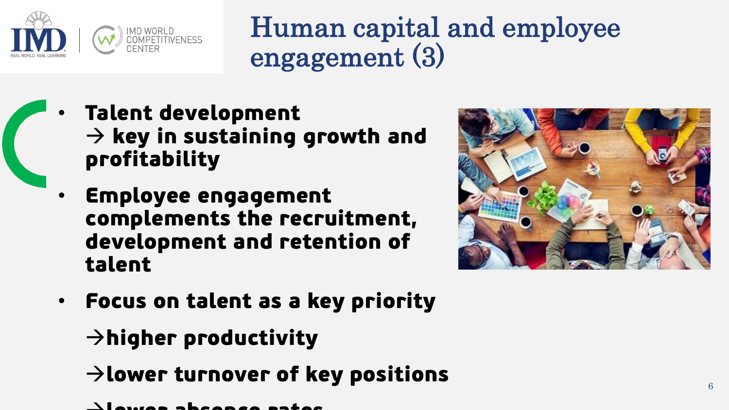# Human capital and employee engagement (3)

- **Talent development → key in sustaining growth and profitability**
- **Employee engagement complements the recruitment, development and retention of talent**
- **Focus on talent as a key priority**

  **→higher productivity**

  **→lower turnover of key positions**

  **→lower absence rates**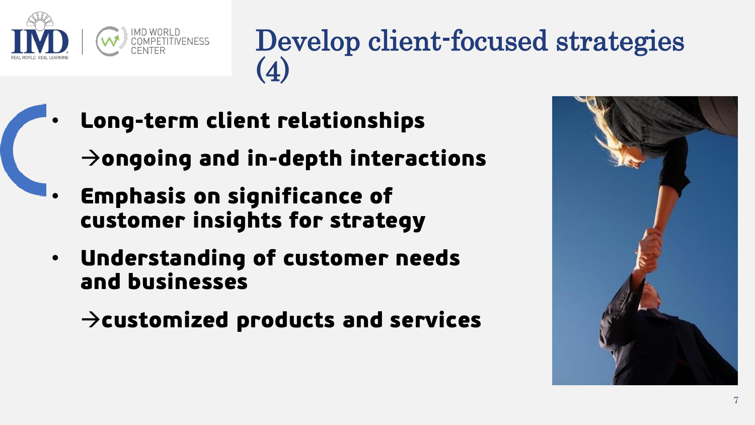# Develop client-focused strategies (4)

- **Long-term client relationships**

  **→ongoing and in-depth interactions**

- **Emphasis on significance of customer insights for strategy**

- **Understanding of customer needs and businesses**

  **→customized products and services**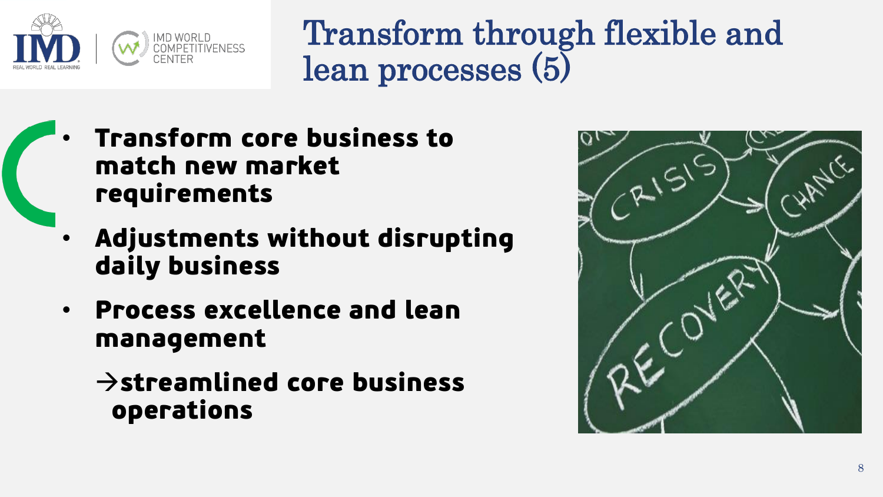# Transform through flexible and lean processes (5)

- **Transform core business to match new market requirements**
- **Adjustments without disrupting daily business**
- **Process excellence and lean management**

  **→streamlined core business operations**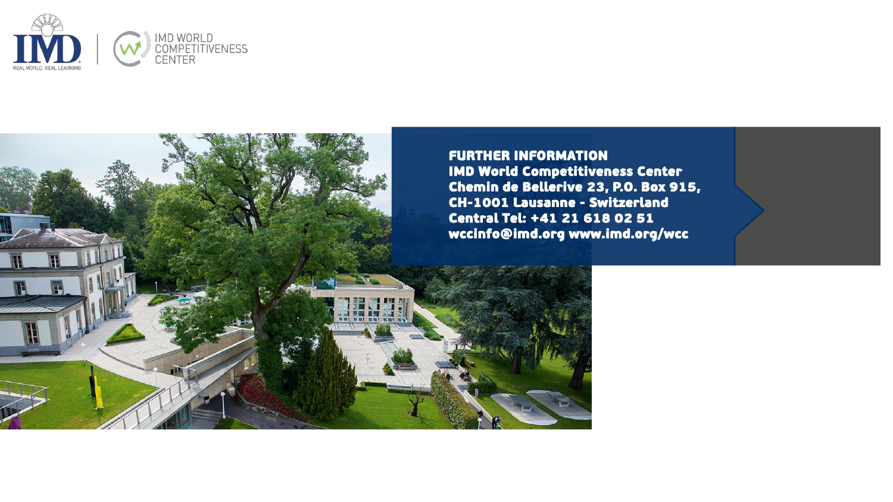**FURTHER INFORMATION**
**IMD World Competitiveness Center**
**Chemin de Bellerive 23, P.O. Box 915,**
**CH-1001 Lausanne - Switzerland**
**Central Tel: +41 21 618 02 51**
**wccinfo@imd.org www.imd.org/wcc**